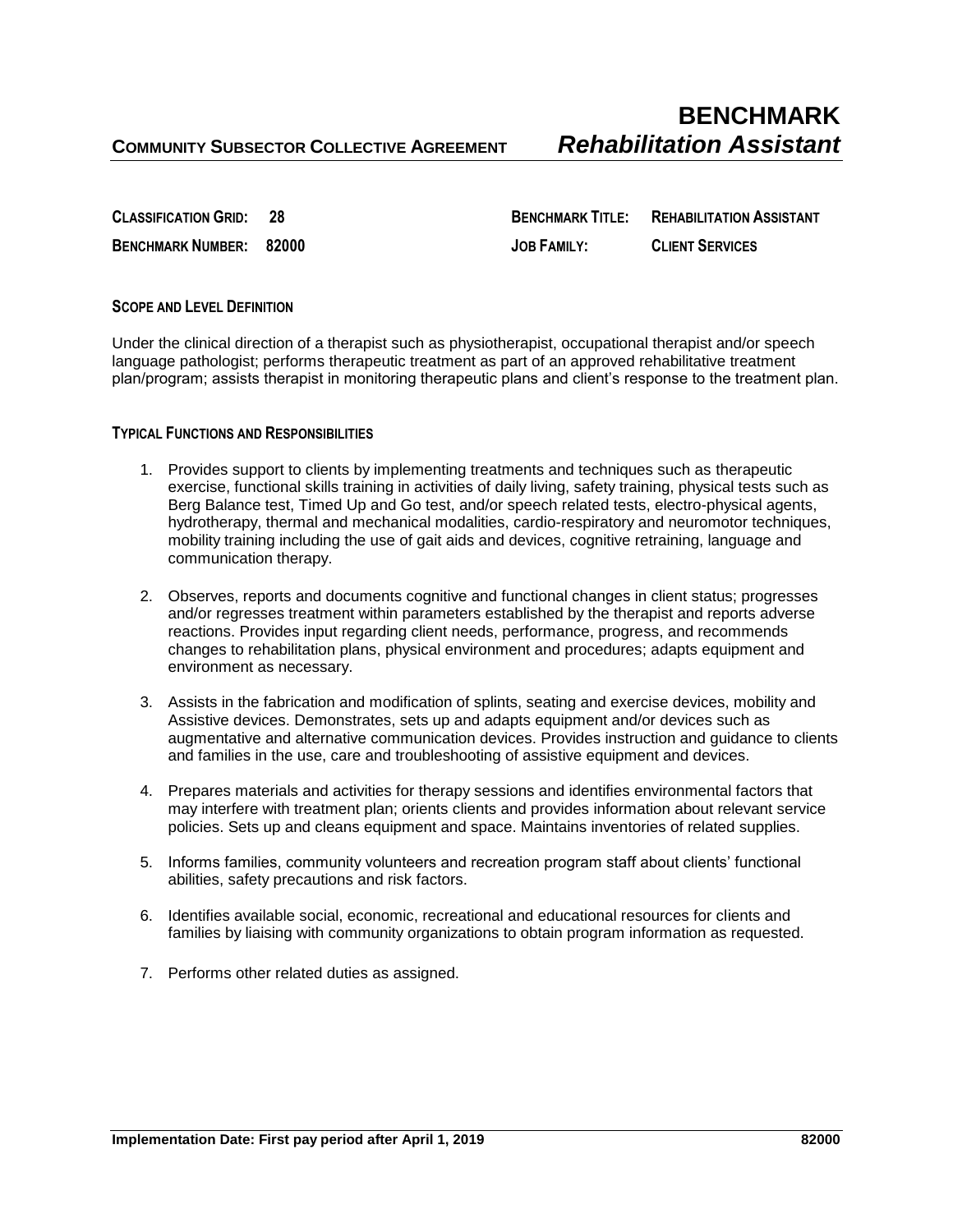# BENCHMARK

**COMMUNITY SUBSECTOR COLLECTIVE AGREEMENT** ***Rehabilitation Assistant***

| | | | |
|---|---|---|---|
| **CLASSIFICATION GRID:** | **28** | **BENCHMARK TITLE:** | **REHABILITATION ASSISTANT** |
| **BENCHMARK NUMBER:** | **82000** | **JOB FAMILY:** | **CLIENT SERVICES** |

## SCOPE AND LEVEL DEFINITION

Under the clinical direction of a therapist such as physiotherapist, occupational therapist and/or speech language pathologist; performs therapeutic treatment as part of an approved rehabilitative treatment plan/program; assists therapist in monitoring therapeutic plans and client's response to the treatment plan.

## TYPICAL FUNCTIONS AND RESPONSIBILITIES

1. Provides support to clients by implementing treatments and techniques such as therapeutic exercise, functional skills training in activities of daily living, safety training, physical tests such as Berg Balance test, Timed Up and Go test, and/or speech related tests, electro-physical agents, hydrotherapy, thermal and mechanical modalities, cardio-respiratory and neuromotor techniques, mobility training including the use of gait aids and devices, cognitive retraining, language and communication therapy.

2. Observes, reports and documents cognitive and functional changes in client status; progresses and/or regresses treatment within parameters established by the therapist and reports adverse reactions. Provides input regarding client needs, performance, progress, and recommends changes to rehabilitation plans, physical environment and procedures; adapts equipment and environment as necessary.

3. Assists in the fabrication and modification of splints, seating and exercise devices, mobility and Assistive devices. Demonstrates, sets up and adapts equipment and/or devices such as augmentative and alternative communication devices. Provides instruction and guidance to clients and families in the use, care and troubleshooting of assistive equipment and devices.

4. Prepares materials and activities for therapy sessions and identifies environmental factors that may interfere with treatment plan; orients clients and provides information about relevant service policies. Sets up and cleans equipment and space. Maintains inventories of related supplies.

5. Informs families, community volunteers and recreation program staff about clients' functional abilities, safety precautions and risk factors.

6. Identifies available social, economic, recreational and educational resources for clients and families by liaising with community organizations to obtain program information as requested.

7. Performs other related duties as assigned.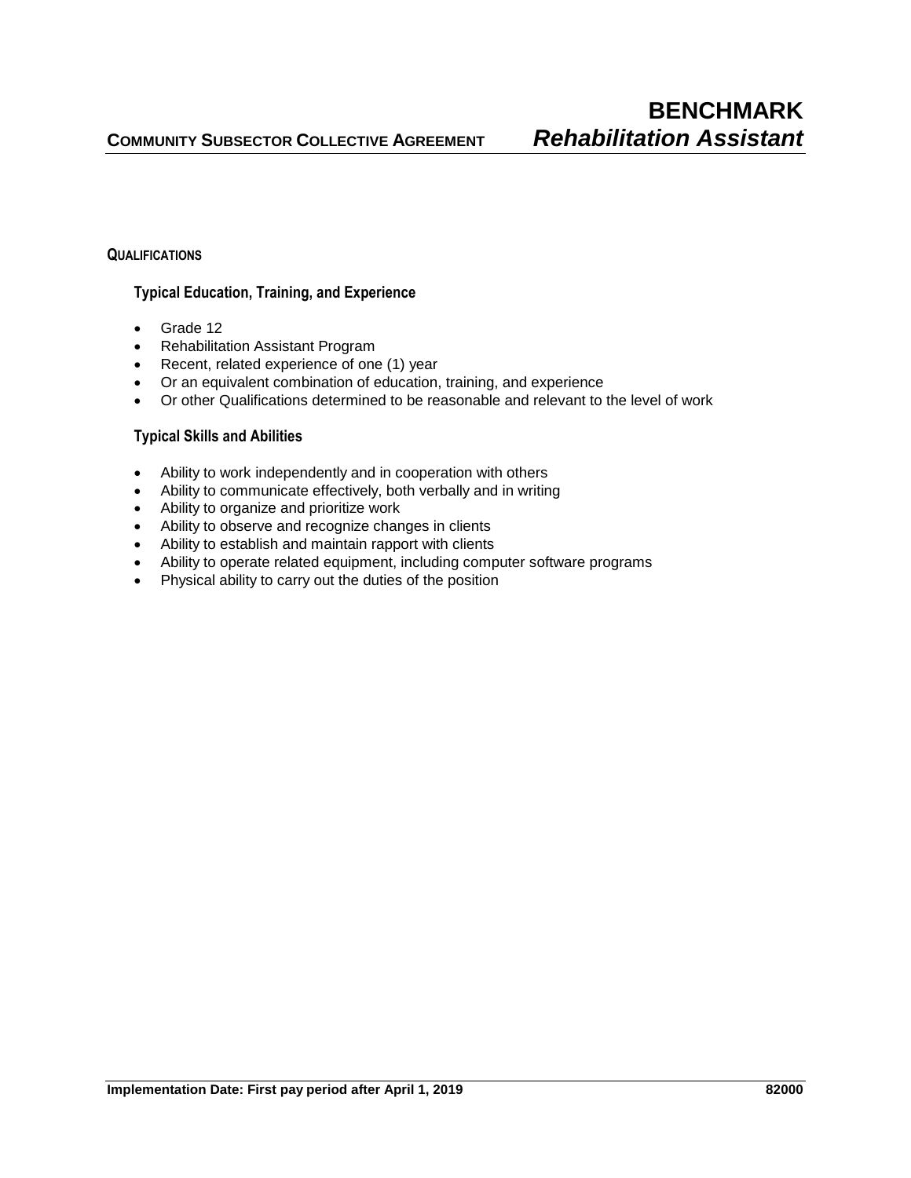## QUALIFICATIONS

### Typical Education, Training, and Experience

- Grade 12
- Rehabilitation Assistant Program
- Recent, related experience of one (1) year
- Or an equivalent combination of education, training, and experience
- Or other Qualifications determined to be reasonable and relevant to the level of work

### Typical Skills and Abilities

- Ability to work independently and in cooperation with others
- Ability to communicate effectively, both verbally and in writing
- Ability to organize and prioritize work
- Ability to observe and recognize changes in clients
- Ability to establish and maintain rapport with clients
- Ability to operate related equipment, including computer software programs
- Physical ability to carry out the duties of the position